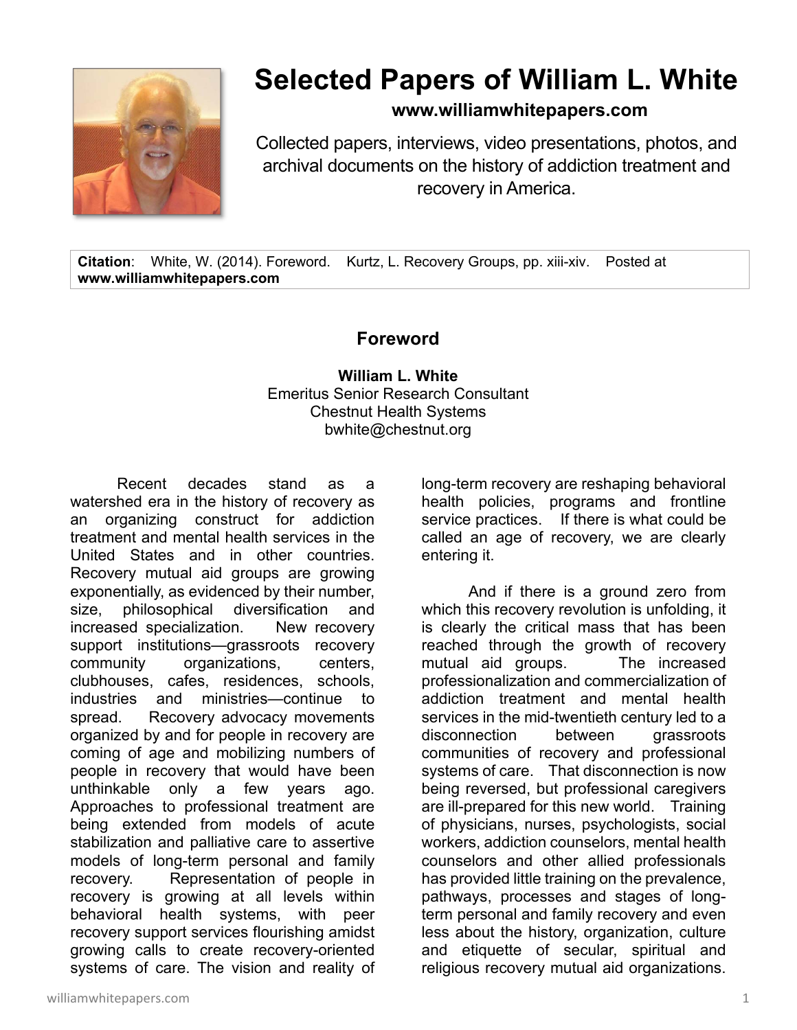# Selected Papers of William L. White

**www.williamwhitepapers.com**

Collected papers, interviews, video presentations, photos, and archival documents on the history of addiction treatment and recovery in America.

**Citation**: White, W. (2014). Foreword. Kurtz, L. Recovery Groups, pp. xiii-xiv. Posted at **www.williamwhitepapers.com**

## Foreword

**William L. White**
Emeritus Senior Research Consultant
Chestnut Health Systems
bwhite@chestnut.org

Recent decades stand as a watershed era in the history of recovery as an organizing construct for addiction treatment and mental health services in the United States and in other countries. Recovery mutual aid groups are growing exponentially, as evidenced by their number, size, philosophical diversification and increased specialization. New recovery support institutions—grassroots recovery community organizations, centers, clubhouses, cafes, residences, schools, industries and ministries—continue to spread. Recovery advocacy movements organized by and for people in recovery are coming of age and mobilizing numbers of people in recovery that would have been unthinkable only a few years ago. Approaches to professional treatment are being extended from models of acute stabilization and palliative care to assertive models of long-term personal and family recovery. Representation of people in recovery is growing at all levels within behavioral health systems, with peer recovery support services flourishing amidst growing calls to create recovery-oriented systems of care. The vision and reality of long-term recovery are reshaping behavioral health policies, programs and frontline service practices. If there is what could be called an age of recovery, we are clearly entering it.

And if there is a ground zero from which this recovery revolution is unfolding, it is clearly the critical mass that has been reached through the growth of recovery mutual aid groups. The increased professionalization and commercialization of addiction treatment and mental health services in the mid-twentieth century led to a disconnection between grassroots communities of recovery and professional systems of care. That disconnection is now being reversed, but professional caregivers are ill-prepared for this new world. Training of physicians, nurses, psychologists, social workers, addiction counselors, mental health counselors and other allied professionals has provided little training on the prevalence, pathways, processes and stages of long-term personal and family recovery and even less about the history, organization, culture and etiquette of secular, spiritual and religious recovery mutual aid organizations.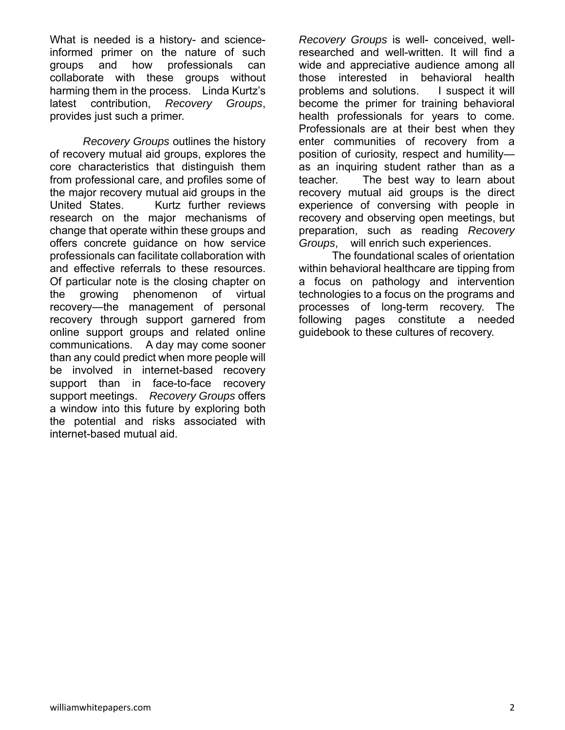What is needed is a history- and science-informed primer on the nature of such groups and how professionals can collaborate with these groups without harming them in the process. Linda Kurtz's latest contribution, *Recovery Groups*, provides just such a primer.

*Recovery Groups* outlines the history of recovery mutual aid groups, explores the core characteristics that distinguish them from professional care, and profiles some of the major recovery mutual aid groups in the United States. Kurtz further reviews research on the major mechanisms of change that operate within these groups and offers concrete guidance on how service professionals can facilitate collaboration with and effective referrals to these resources. Of particular note is the closing chapter on the growing phenomenon of virtual recovery—the management of personal recovery through support garnered from online support groups and related online communications. A day may come sooner than any could predict when more people will be involved in internet-based recovery support than in face-to-face recovery support meetings. *Recovery Groups* offers a window into this future by exploring both the potential and risks associated with internet-based mutual aid.

*Recovery Groups* is well- conceived, well-researched and well-written. It will find a wide and appreciative audience among all those interested in behavioral health problems and solutions. I suspect it will become the primer for training behavioral health professionals for years to come. Professionals are at their best when they enter communities of recovery from a position of curiosity, respect and humility—as an inquiring student rather than as a teacher. The best way to learn about recovery mutual aid groups is the direct experience of conversing with people in recovery and observing open meetings, but preparation, such as reading *Recovery Groups*, will enrich such experiences.

The foundational scales of orientation within behavioral healthcare are tipping from a focus on pathology and intervention technologies to a focus on the programs and processes of long-term recovery. The following pages constitute a needed guidebook to these cultures of recovery.